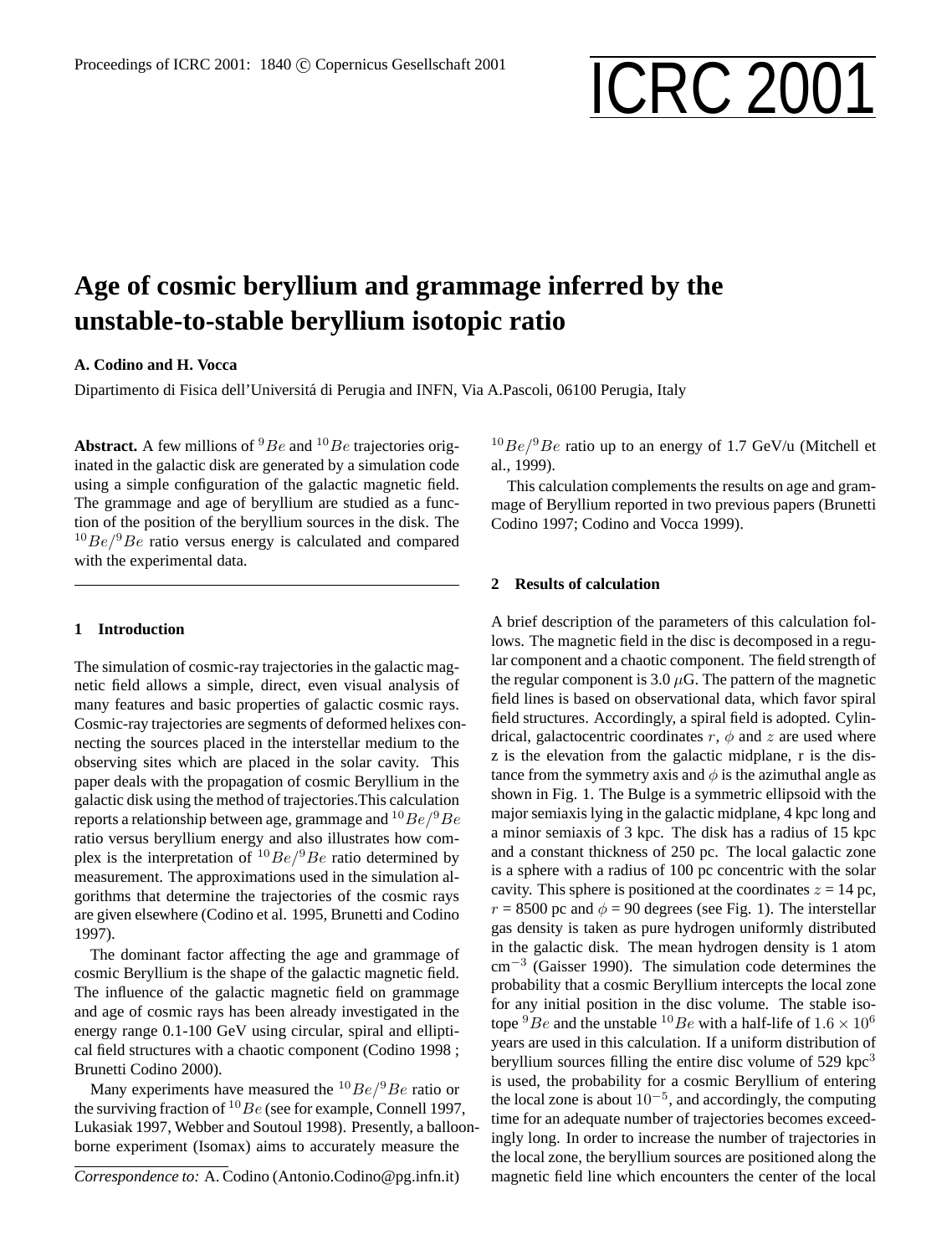# Age of cosmic beryllium and grammage inferred by the unstable-to-stable beryllium isotopic ratio

**A. Codino and H. Vocca**

Dipartimento di Fisica dell'Universitá di Perugia and INFN, Via A.Pascoli, 06100 Perugia, Italy

**Abstract.** A few millions of $^{9}Be$ and $^{10}Be$ trajectories originated in the galactic disk are generated by a simulation code using a simple configuration of the galactic magnetic field. The grammage and age of beryllium sources are studied as a function of the position of the beryllium sources in the disk. The $^{10}Be/^{9}Be$ ratio versus energy is calculated and compared with the experimental data.

## 1 Introduction

The simulation of cosmic-ray trajectories in the galactic magnetic field allows a simple, direct, even visual analysis of many features and basic properties of galactic cosmic rays. Cosmic-ray trajectories are segments of deformed helixes connecting the sources placed in the interstellar medium to the observing sites which are placed in the solar cavity. This paper deals with the propagation of cosmic Beryllium in the galactic disk using the method of trajectories.This calculation reports a relationship between age, grammage and $^{10}Be/^{9}Be$ ratio versus beryllium energy and also illustrates how complex is the interpretation of $^{10}Be/^{9}Be$ ratio determined by measurement. The approximations used in the simulation algorithms that determine the trajectories of the cosmic rays are given elsewhere (Codino et al. 1995, Brunetti and Codino 1997).

The dominant factor affecting the age and grammage of cosmic Beryllium is the shape of the galactic magnetic field. The influence of the galactic magnetic field on grammage and age of cosmic rays has been already investigated in the energy range 0.1-100 GeV using circular, spiral and elliptical field structures with a chaotic component (Codino 1998 ; Brunetti Codino 2000).

Many experiments have measured the $^{10}Be/^{9}Be$ ratio or the surviving fraction of $^{10}Be$ (see for example, Connell 1997, Lukasiak 1997, Webber and Soutoul 1998). Presently, a balloon-borne experiment (Isomax) aims to accurately measure the $^{10}Be/^{9}Be$ ratio up to an energy of 1.7 GeV/u (Mitchell et al., 1999).

This calculation complements the results on age and grammage of Beryllium reported in two previous papers (Brunetti Codino 1997; Codino and Vocca 1999).

## 2 Results of calculation

A brief description of the parameters of this calculation follows. The magnetic field in the disc is decomposed in a regular component and a chaotic component. The field strength of the regular component is 3.0 $\mu$G. The pattern of the magnetic field lines is based on observational data, which favor spiral field structures. Accordingly, a spiral field is adopted. Cylindrical, galactocentric coordinates $r$, $\phi$ and $z$ are used where z is the elevation from the galactic midplane, r is the distance from the symmetry axis and $\phi$ is the azimuthal angle as shown in Fig. 1. The Bulge is a symmetric ellipsoid with the major semiaxis lying in the galactic midplane, 4 kpc long and a minor semiaxis of 3 kpc. The disk has a radius of 15 kpc and a constant thickness of 250 pc. The local galactic zone is a sphere with a radius of 100 pc concentric with the solar cavity. This sphere is positioned at the coordinates $z$ = 14 pc, $r$ = 8500 pc and $\phi$ = 90 degrees (see Fig. 1). The interstellar gas density is taken as pure hydrogen uniformly distributed in the galactic disk. The mean hydrogen density is 1 atom cm$^{-3}$ (Gaisser 1990). The simulation code determines the probability that a cosmic Beryllium intercepts the local zone for any initial position in the disc volume. The stable isotope $^{9}Be$ and the unstable $^{10}Be$ with a half-life of $1.6 \times 10^{6}$ years are used in this calculation. If a uniform distribution of beryllium sources filling the entire disc volume of 529 kpc$^{3}$ is used, the probability for a cosmic Beryllium of entering the local zone is about $10^{-5}$, and accordingly, the computing time for an adequate number of trajectories becomes exceedingly long. In order to increase the number of trajectories in the local zone, the beryllium sources are positioned along the magnetic field line which encounters the center of the local

*Correspondence to:* A. Codino (Antonio.Codino@pg.infn.it)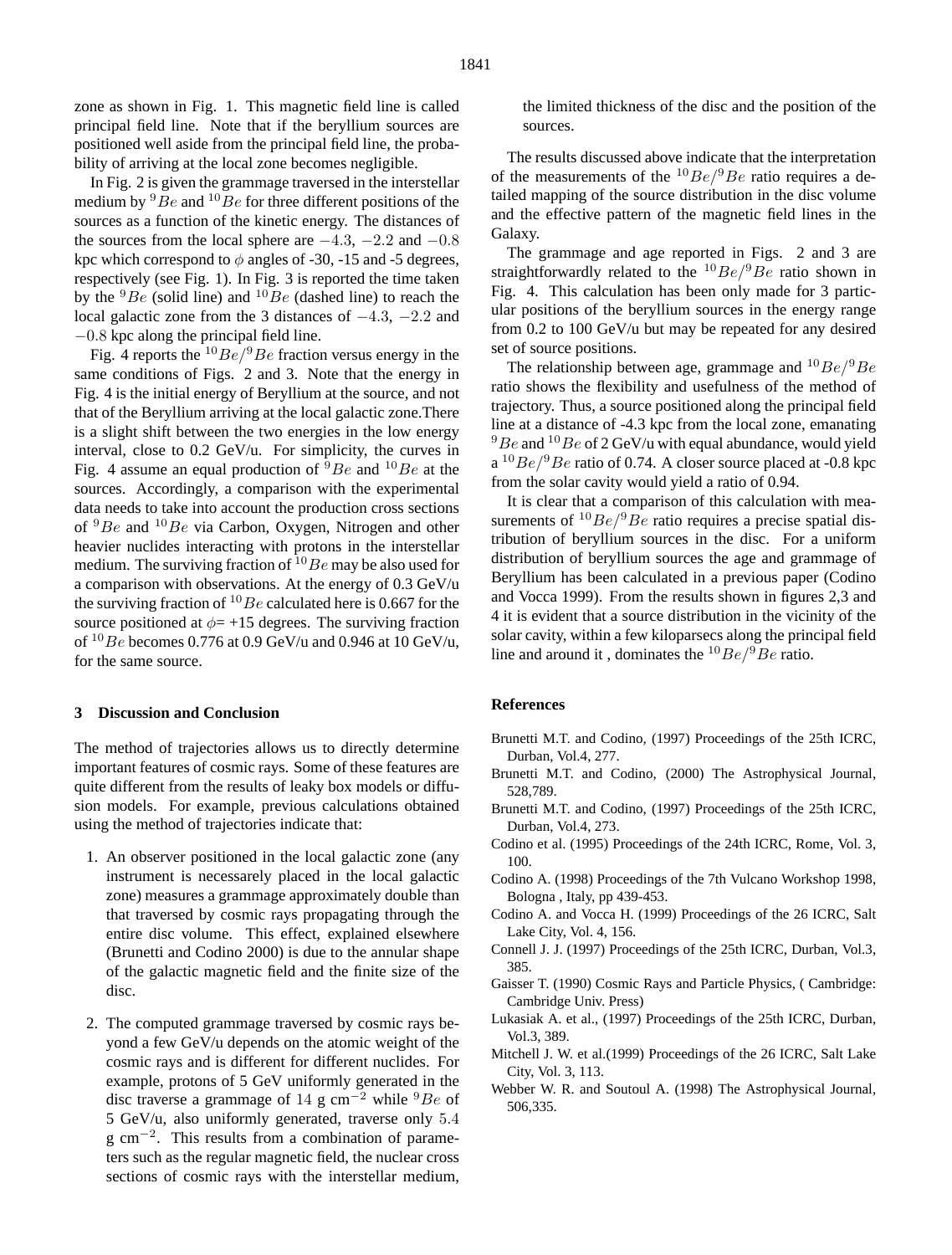zone as shown in Fig. 1. This magnetic field line is called principal field line. Note that if the beryllium sources are positioned well aside from the principal field line, the probability of arriving at the local zone becomes negligible.

In Fig. 2 is given the grammage traversed in the interstellar medium by $^{9}Be$ and $^{10}Be$ for three different positions of the sources as a function of the kinetic energy. The distances of the sources from the local sphere are $-4.3$, $-2.2$ and $-0.8$ kpc which correspond to $\phi$ angles of -30, -15 and -5 degrees, respectively (see Fig. 1). In Fig. 3 is reported the time taken by the $^{9}Be$ (solid line) and $^{10}Be$ (dashed line) to reach the local galactic zone from the 3 distances of $-4.3$, $-2.2$ and $-0.8$ kpc along the principal field line.

Fig. 4 reports the $^{10}Be/^{9}Be$ fraction versus energy in the same conditions of Figs. 2 and 3. Note that the energy in Fig. 4 is the initial energy of Beryllium at the source, and not that of the Beryllium arriving at the local galactic zone.There is a slight shift between the two energies in the low energy interval, close to 0.2 GeV/u. For simplicity, the curves in Fig. 4 assume an equal production of $^{9}Be$ and $^{10}Be$ at the sources. Accordingly, a comparison with the experimental data needs to take into account the production cross sections of $^{9}Be$ and $^{10}Be$ via Carbon, Oxygen, Nitrogen and other heavier nuclides interacting with protons in the interstellar medium. The surviving fraction of $^{10}Be$ may be also used for a comparison with observations. At the energy of 0.3 GeV/u the surviving fraction of $^{10}Be$ calculated here is 0.667 for the source positioned at $\phi$= +15 degrees. The surviving fraction of $^{10}Be$ becomes 0.776 at 0.9 GeV/u and 0.946 at 10 GeV/u, for the same source.

## 3 Discussion and Conclusion

The method of trajectories allows us to directly determine important features of cosmic rays. Some of these features are quite different from the results of leaky box models or diffusion models. For example, previous calculations obtained using the method of trajectories indicate that:

1. An observer positioned in the local galactic zone (any instrument is necessarely placed in the local galactic zone) measures a grammage approximately double than that traversed by cosmic rays propagating through the entire disc volume. This effect, explained elsewhere (Brunetti and Codino 2000) is due to the annular shape of the galactic magnetic field and the finite size of the disc.

2. The computed grammage traversed by cosmic rays beyond a few GeV/u depends on the atomic weight of the cosmic rays and is different for different nuclides. For example, protons of 5 GeV uniformly generated in the disc traverse a grammage of $14$ g cm$^{-2}$ while $^{9}Be$ of 5 GeV/u, also uniformly generated, traverse only $5.4$ g cm$^{-2}$. This results from a combination of parameters such as the regular magnetic field, the nuclear cross sections of cosmic rays with the interstellar medium, the limited thickness of the disc and the position of the sources.

The results discussed above indicate that the interpretation of the measurements of the $^{10}Be/^{9}Be$ ratio requires a detailed mapping of the source distribution in the disc volume and the effective pattern of the magnetic field lines in the Galaxy.

The grammage and age reported in Figs. 2 and 3 are straightforwardly related to the $^{10}Be/^{9}Be$ ratio shown in Fig. 4. This calculation has been only made for 3 particular positions of the beryllium sources in the energy range from 0.2 to 100 GeV/u but may be repeated for any desired set of source positions.

The relationship between age, grammage and $^{10}Be/^{9}Be$ ratio shows the flexibility and usefulness of the method of trajectory. Thus, a source positioned along the principal field line at a distance of -4.3 kpc from the local zone, emanating $^{9}Be$ and $^{10}Be$ of 2 GeV/u with equal abundance, would yield a $^{10}Be/^{9}Be$ ratio of 0.74. A closer source placed at -0.8 kpc from the solar cavity would yield a ratio of 0.94.

It is clear that a comparison of this calculation with measurements of $^{10}Be/^{9}Be$ ratio requires a precise spatial distribution of beryllium sources in the disc. For a uniform distribution of beryllium sources the age and grammage of Beryllium has been calculated in a previous paper (Codino and Vocca 1999). From the results shown in figures 2,3 and 4 it is evident that a source distribution in the vicinity of the solar cavity, within a few kiloparsecs along the principal field line and around it , dominates the $^{10}Be/^{9}Be$ ratio.

## References

Brunetti M.T. and Codino, (1997) Proceedings of the 25th ICRC, Durban, Vol.4, 277.

Brunetti M.T. and Codino, (2000) The Astrophysical Journal, 528,789.

Brunetti M.T. and Codino, (1997) Proceedings of the 25th ICRC, Durban, Vol.4, 273.

Codino et al. (1995) Proceedings of the 24th ICRC, Rome, Vol. 3, 100.

Codino A. (1998) Proceedings of the 7th Vulcano Workshop 1998, Bologna , Italy, pp 439-453.

Codino A. and Vocca H. (1999) Proceedings of the 26 ICRC, Salt Lake City, Vol. 4, 156.

Connell J. J. (1997) Proceedings of the 25th ICRC, Durban, Vol.3, 385.

Gaisser T. (1990) Cosmic Rays and Particle Physics, ( Cambridge: Cambridge Univ. Press)

Lukasiak A. et al., (1997) Proceedings of the 25th ICRC, Durban, Vol.3, 389.

Mitchell J. W. et al.(1999) Proceedings of the 26 ICRC, Salt Lake City, Vol. 3, 113.

Webber W. R. and Soutoul A. (1998) The Astrophysical Journal, 506,335.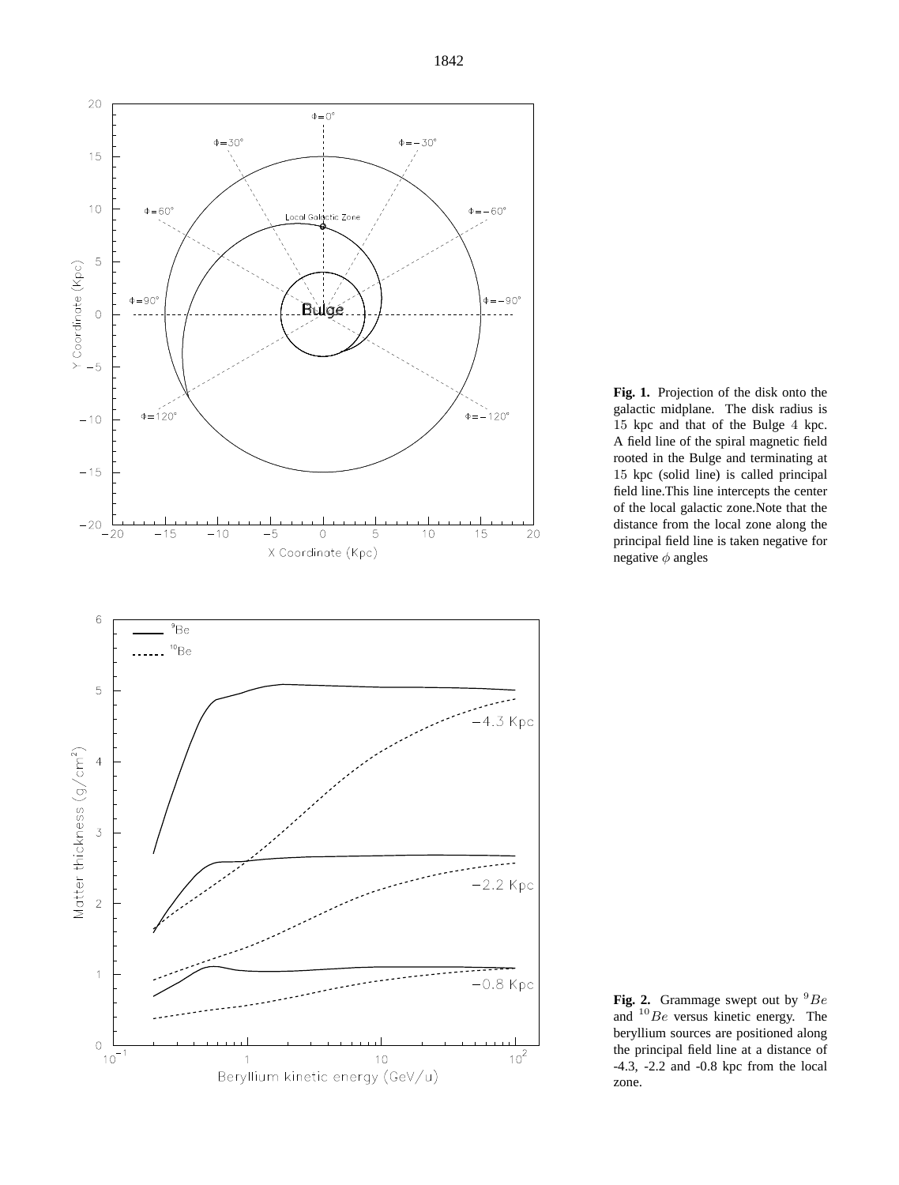**Fig. 1.** Projection of the disk onto the galactic midplane. The disk radius is 15 kpc and that of the Bulge 4 kpc. A field line of the spiral magnetic field rooted in the Bulge and terminating at 15 kpc (solid line) is called principal field line.This line intercepts the center of the local galactic zone.Note that the distance from the local zone along the principal field line is taken negative for negative $\phi$ angles

**Fig. 2.** Grammage swept out by $^{9}Be$ and $^{10}Be$ versus kinetic energy. The beryllium sources are positioned along the principal field line at a distance of -4.3, -2.2 and -0.8 kpc from the local zone.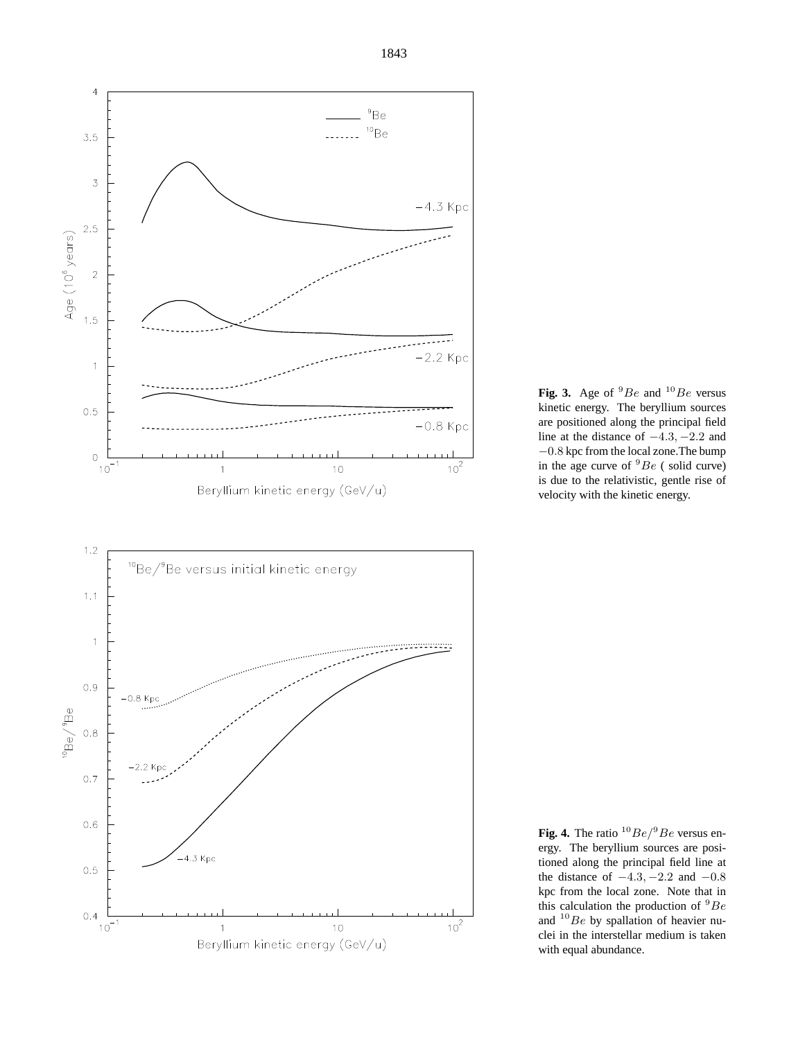4

3.5

3

2.5

2

1.5

1

0.5

0

Age ($10^6$ years)

$^{9}$Be

$^{10}$Be

−4.3 Kpc

−2.2 Kpc

−0.8 Kpc

$10^{-1}$ 1 10 $10^2$

Beryllium kinetic energy (GeV/u)

**Fig. 3.** Age of $^{9}Be$ and $^{10}Be$ versus kinetic energy. The beryllium sources are positioned along the principal field line at the distance of $-4.3, -2.2$ and $-0.8$ kpc from the local zone.The bump in the age curve of $^{9}Be$ ( solid curve) is due to the relativistic, gentle rise of velocity with the kinetic energy.

1.2

1.1

1

0.9

0.8

0.7

0.6

0.5

0.4

$^{10}$Be/$^{9}$Be

$^{10}$Be/$^{9}$Be versus initial kinetic energy

−0.8 Kpc

−2.2 Kpc

−4.3 Kpc

$10^{-1}$ 1 10 $10^2$

Beryllium kinetic energy (GeV/u)

**Fig. 4.** The ratio $^{10}Be/^{9}Be$ versus energy. The beryllium sources are positioned along the principal field line at the distance of $-4.3, -2.2$ and $-0.8$ kpc from the local zone. Note that in this calculation the production of $^{9}Be$ and $^{10}Be$ by spallation of heavier nuclei in the interstellar medium is taken with equal abundance.